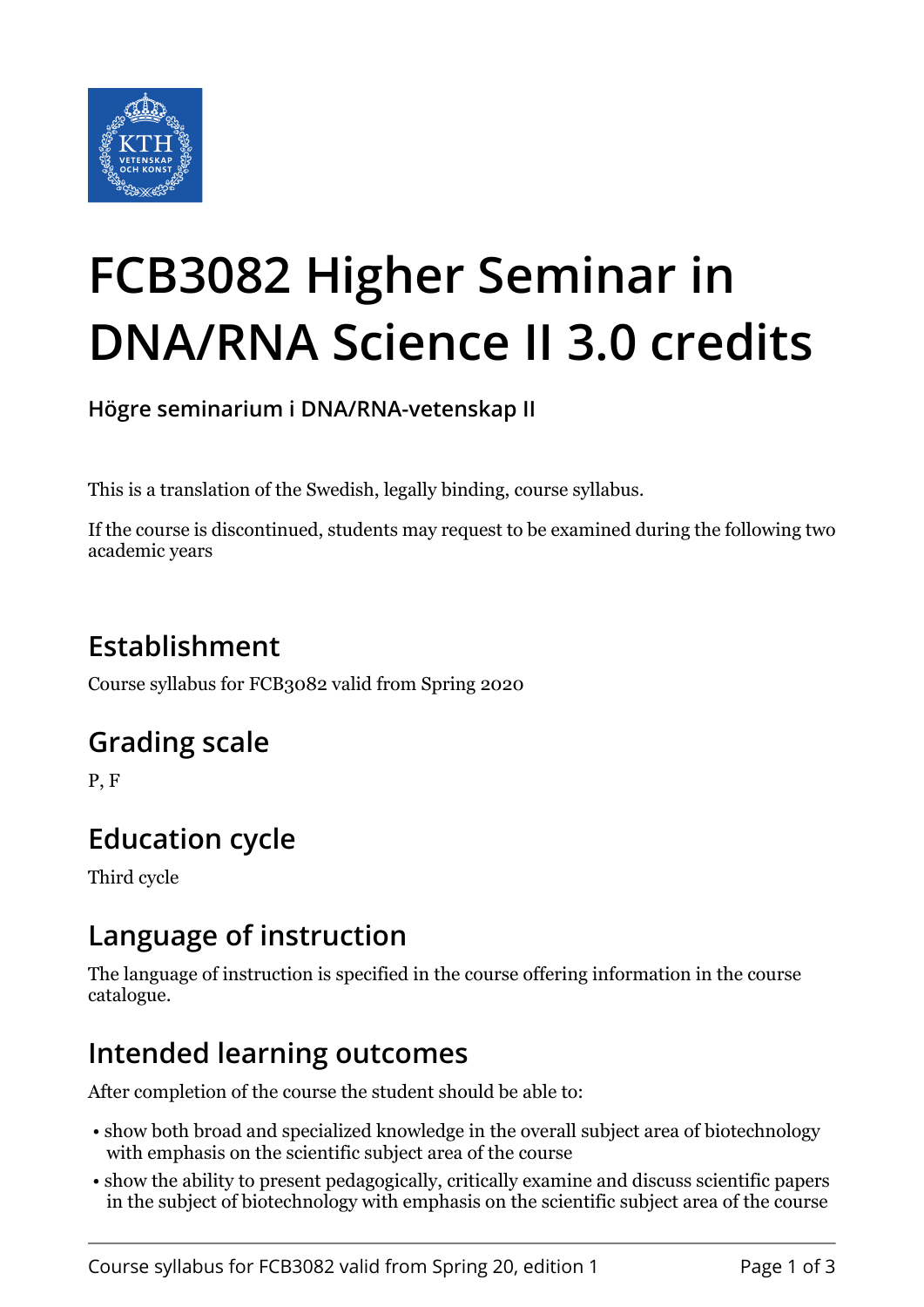# FCB3082 Higher Seminar in DNA/RNA Science II 3.0 credits

**Högre seminarium i DNA/RNA-vetenskap II**

This is a translation of the Swedish, legally binding, course syllabus.

If the course is discontinued, students may request to be examined during the following two academic years

## Establishment

Course syllabus for FCB3082 valid from Spring 2020

## Grading scale

P, F

## Education cycle

Third cycle

## Language of instruction

The language of instruction is specified in the course offering information in the course catalogue.

## Intended learning outcomes

After completion of the course the student should be able to:

- show both broad and specialized knowledge in the overall subject area of biotechnology with emphasis on the scientific subject area of the course
- show the ability to present pedagogically, critically examine and discuss scientific papers in the subject of biotechnology with emphasis on the scientific subject area of the course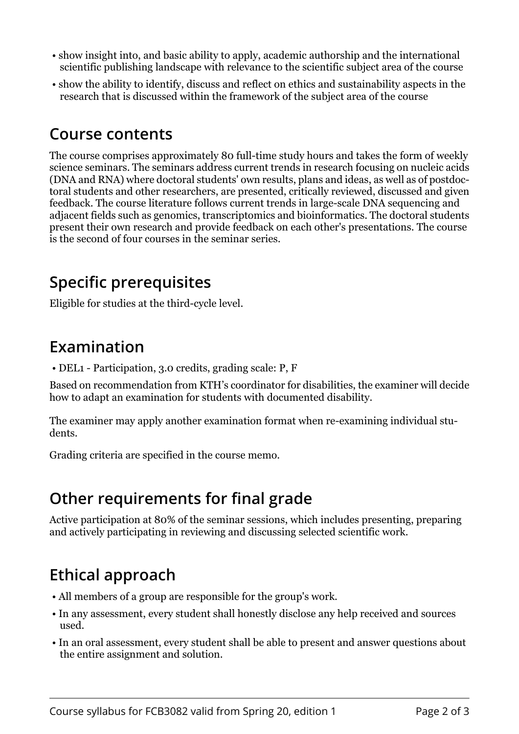- show insight into, and basic ability to apply, academic authorship and the international scientific publishing landscape with relevance to the scientific subject area of the course
- show the ability to identify, discuss and reflect on ethics and sustainability aspects in the research that is discussed within the framework of the subject area of the course

## Course contents

The course comprises approximately 80 full-time study hours and takes the form of weekly science seminars. The seminars address current trends in research focusing on nucleic acids (DNA and RNA) where doctoral students' own results, plans and ideas, as well as of postdoctoral students and other researchers, are presented, critically reviewed, discussed and given feedback. The course literature follows current trends in large-scale DNA sequencing and adjacent fields such as genomics, transcriptomics and bioinformatics. The doctoral students present their own research and provide feedback on each other's presentations. The course is the second of four courses in the seminar series.

## Specific prerequisites

Eligible for studies at the third-cycle level.

## Examination

- DEL1 - Participation, 3.0 credits, grading scale: P, F

Based on recommendation from KTH's coordinator for disabilities, the examiner will decide how to adapt an examination for students with documented disability.

The examiner may apply another examination format when re-examining individual students.

Grading criteria are specified in the course memo.

## Other requirements for final grade

Active participation at 80% of the seminar sessions, which includes presenting, preparing and actively participating in reviewing and discussing selected scientific work.

## Ethical approach

- All members of a group are responsible for the group's work.
- In any assessment, every student shall honestly disclose any help received and sources used.
- In an oral assessment, every student shall be able to present and answer questions about the entire assignment and solution.